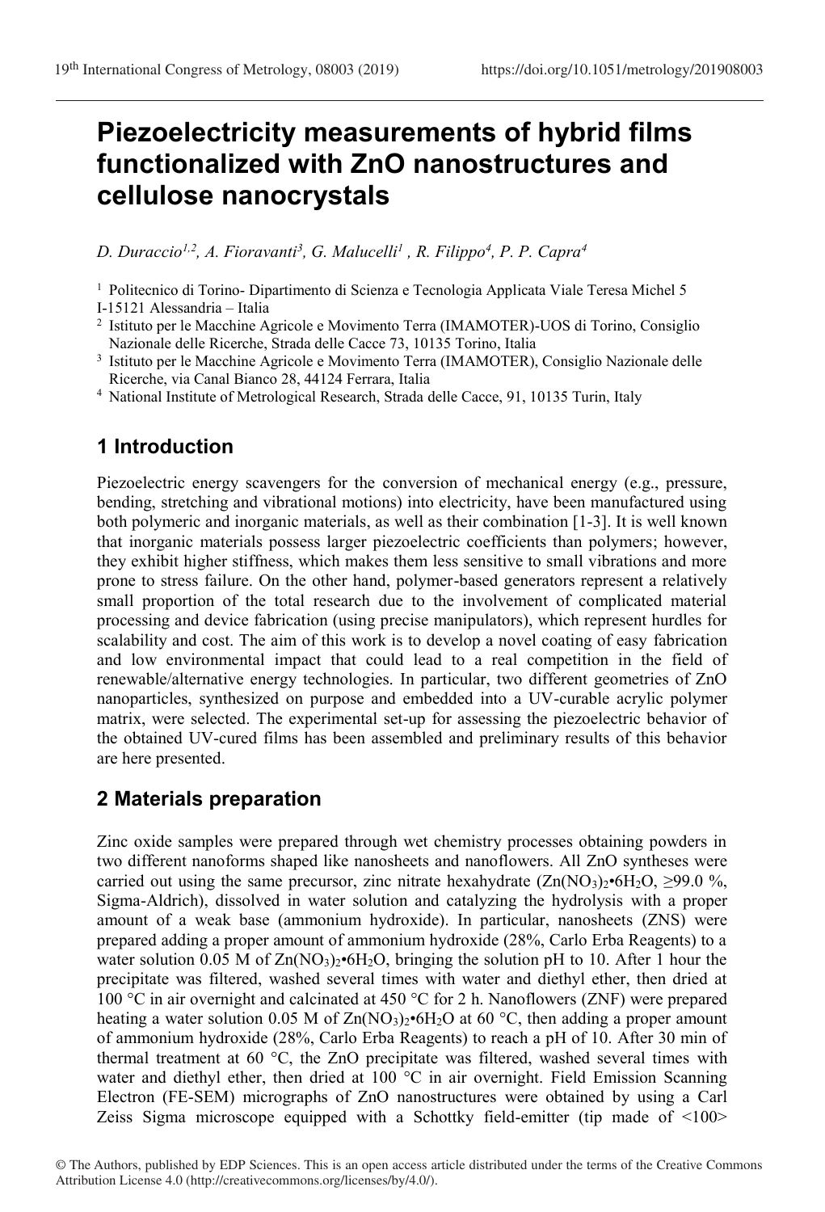# Piezoelectricity measurements of hybrid films functionalized with ZnO nanostructures and cellulose nanocrystals

*D. Duraccio*[1,2], *A. Fioravanti*[3], *G. Malucelli*[1], *R. Filippo*[4], *P. P. Capra*[4]

[1] Politecnico di Torino- Dipartimento di Scienza e Tecnologia Applicata Viale Teresa Michel 5 I-15121 Alessandria – Italia

[2] Istituto per le Macchine Agricole e Movimento Terra (IMAMOTER)-UOS di Torino, Consiglio Nazionale delle Ricerche, Strada delle Cacce 73, 10135 Torino, Italia

[3] Istituto per le Macchine Agricole e Movimento Terra (IMAMOTER), Consiglio Nazionale delle Ricerche, via Canal Bianco 28, 44124 Ferrara, Italia

[4] National Institute of Metrological Research, Strada delle Cacce, 91, 10135 Turin, Italy

## 1 Introduction

Piezoelectric energy scavengers for the conversion of mechanical energy (e.g., pressure, bending, stretching and vibrational motions) into electricity, have been manufactured using both polymeric and inorganic materials, as well as their combination [1-3]. It is well known that inorganic materials possess larger piezoelectric coefficients than polymers; however, they exhibit higher stiffness, which makes them less sensitive to small vibrations and more prone to stress failure. On the other hand, polymer-based generators represent a relatively small proportion of the total research due to the involvement of complicated material processing and device fabrication (using precise manipulators), which represent hurdles for scalability and cost. The aim of this work is to develop a novel coating of easy fabrication and low environmental impact that could lead to a real competition in the field of renewable/alternative energy technologies. In particular, two different geometries of ZnO nanoparticles, synthesized on purpose and embedded into a UV-curable acrylic polymer matrix, were selected. The experimental set-up for assessing the piezoelectric behavior of the obtained UV-cured films has been assembled and preliminary results of this behavior are here presented.

## 2 Materials preparation

Zinc oxide samples were prepared through wet chemistry processes obtaining powders in two different nanoforms shaped like nanosheets and nanoflowers. All ZnO syntheses were carried out using the same precursor, zinc nitrate hexahydrate ($Zn(NO_3)_2 \bullet 6H_2O$, ≥99.0 %, Sigma-Aldrich), dissolved in water solution and catalyzing the hydrolysis with a proper amount of a weak base (ammonium hydroxide). In particular, nanosheets (ZNS) were prepared adding a proper amount of ammonium hydroxide (28%, Carlo Erba Reagents) to a water solution 0.05 M of $Zn(NO_3)_2 \bullet 6H_2O$, bringing the solution pH to 10. After 1 hour the precipitate was filtered, washed several times with water and diethyl ether, then dried at 100 °C in air overnight and calcinated at 450 °C for 2 h. Nanoflowers (ZNF) were prepared heating a water solution 0.05 M of $Zn(NO_3)_2 \bullet 6H_2O$ at 60 °C, then adding a proper amount of ammonium hydroxide (28%, Carlo Erba Reagents) to reach a pH of 10. After 30 min of thermal treatment at 60 °C, the ZnO precipitate was filtered, washed several times with water and diethyl ether, then dried at 100 °C in air overnight. Field Emission Scanning Electron (FE-SEM) micrographs of ZnO nanostructures were obtained by using a Carl Zeiss Sigma microscope equipped with a Schottky field-emitter (tip made of <100>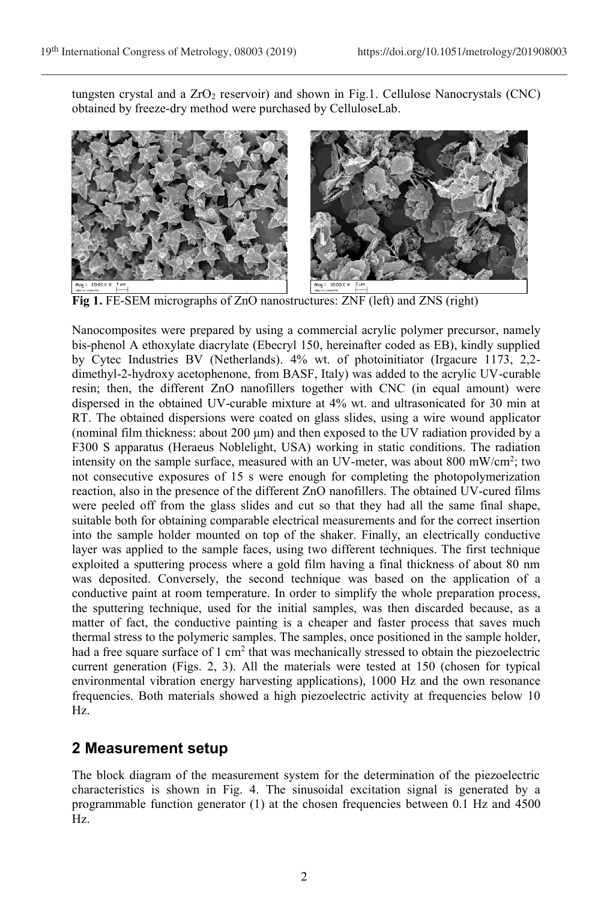tungsten crystal and a $ZrO_2$ reservoir) and shown in Fig.1. Cellulose Nanocrystals (CNC) obtained by freeze-dry method were purchased by CelluloseLab.

**Fig 1.** FE-SEM micrographs of ZnO nanostructures: ZNF (left) and ZNS (right)

Nanocomposites were prepared by using a commercial acrylic polymer precursor, namely bis-phenol A ethoxylate diacrylate (Ebecryl 150, hereinafter coded as EB), kindly supplied by Cytec Industries BV (Netherlands). 4% wt. of photoinitiator (Irgacure 1173, 2,2-dimethyl-2-hydroxy acetophenone, from BASF, Italy) was added to the acrylic UV-curable resin; then, the different ZnO nanofillers together with CNC (in equal amount) were dispersed in the obtained UV-curable mixture at 4% wt. and ultrasonicated for 30 min at RT. The obtained dispersions were coated on glass slides, using a wire wound applicator (nominal film thickness: about 200 μm) and then exposed to the UV radiation provided by a F300 S apparatus (Heraeus Noblelight, USA) working in static conditions. The radiation intensity on the sample surface, measured with an UV-meter, was about 800 mW/cm$^2$; two not consecutive exposures of 15 s were enough for completing the photopolymerization reaction, also in the presence of the different ZnO nanofillers. The obtained UV-cured films were peeled off from the glass slides and cut so that they had all the same final shape, suitable both for obtaining comparable electrical measurements and for the correct insertion into the sample holder mounted on top of the shaker. Finally, an electrically conductive layer was applied to the sample faces, using two different techniques. The first technique exploited a sputtering process where a gold film having a final thickness of about 80 nm was deposited. Conversely, the second technique was based on the application of a conductive paint at room temperature. In order to simplify the whole preparation process, the sputtering technique, used for the initial samples, was then discarded because, as a matter of fact, the conductive painting is a cheaper and faster process that saves much thermal stress to the polymeric samples. The samples, once positioned in the sample holder, had a free square surface of 1 cm$^2$ that was mechanically stressed to obtain the piezoelectric current generation (Figs. 2, 3). All the materials were tested at 150 (chosen for typical environmental vibration energy harvesting applications), 1000 Hz and the own resonance frequencies. Both materials showed a high piezoelectric activity at frequencies below 10 Hz.

## 2 Measurement setup

The block diagram of the measurement system for the determination of the piezoelectric characteristics is shown in Fig. 4. The sinusoidal excitation signal is generated by a programmable function generator (1) at the chosen frequencies between 0.1 Hz and 4500 Hz.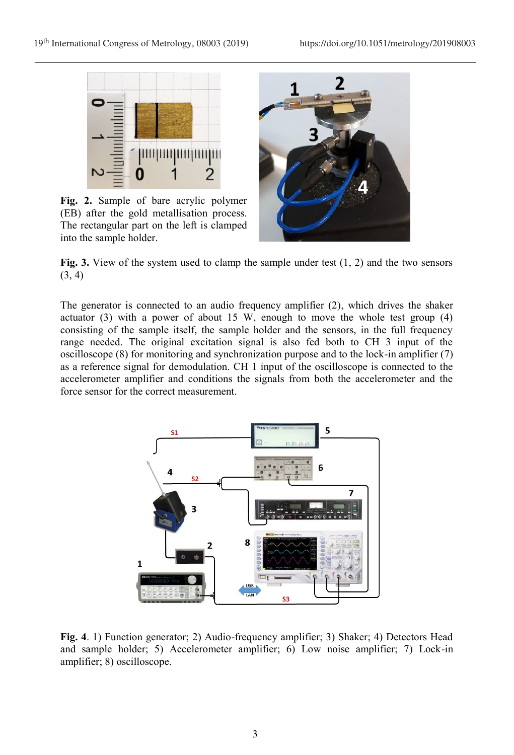**Fig. 2.** Sample of bare acrylic polymer (EB) after the gold metallisation process. The rectangular part on the left is clamped into the sample holder.

**Fig. 3.** View of the system used to clamp the sample under test (1, 2) and the two sensors (3, 4)

The generator is connected to an audio frequency amplifier (2), which drives the shaker actuator (3) with a power of about 15 W, enough to move the whole test group (4) consisting of the sample itself, the sample holder and the sensors, in the full frequency range needed. The original excitation signal is also fed both to CH 3 input of the oscilloscope (8) for monitoring and synchronization purpose and to the lock-in amplifier (7) as a reference signal for demodulation. CH 1 input of the oscilloscope is connected to the accelerometer amplifier and conditions the signals from both the accelerometer and the force sensor for the correct measurement.

**Fig. 4**. 1) Function generator; 2) Audio-frequency amplifier; 3) Shaker; 4) Detectors Head and sample holder; 5) Accelerometer amplifier; 6) Low noise amplifier; 7) Lock-in amplifier; 8) oscilloscope.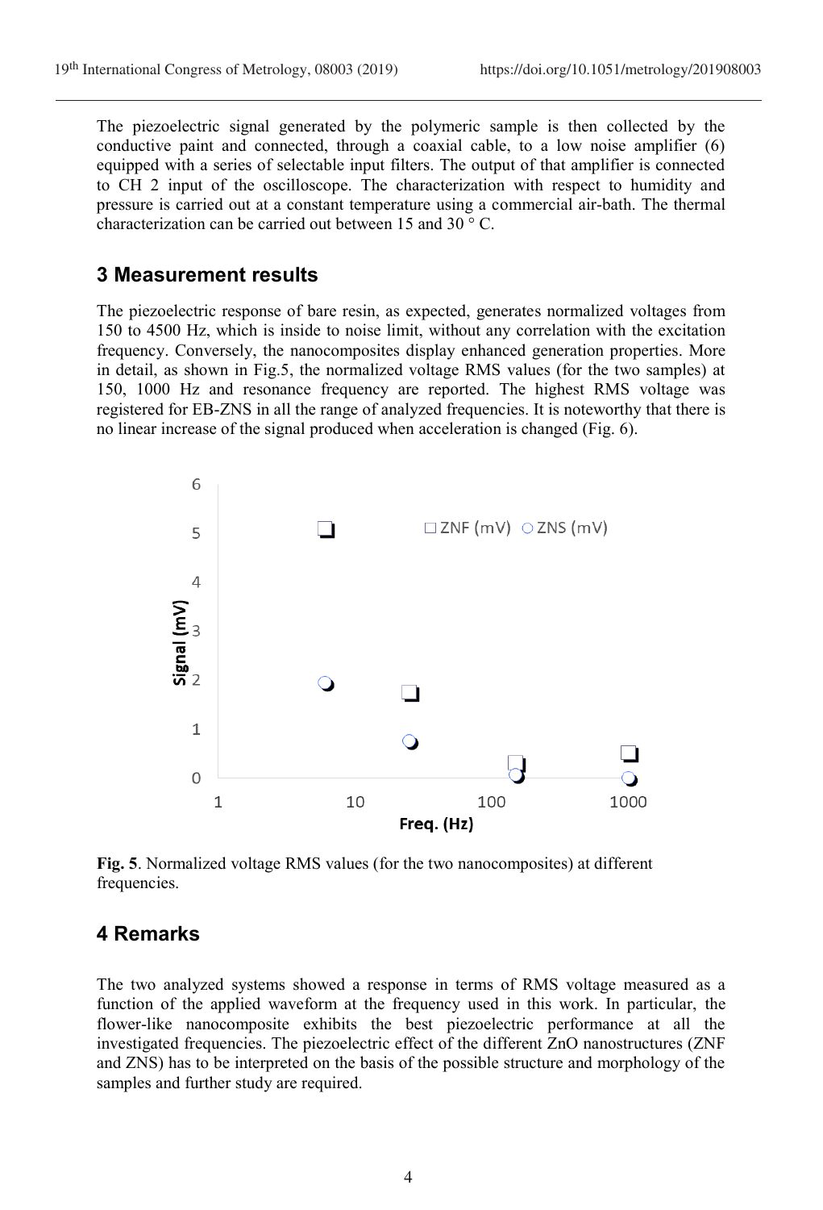The piezoelectric signal generated by the polymeric sample is then collected by the conductive paint and connected, through a coaxial cable, to a low noise amplifier (6) equipped with a series of selectable input filters. The output of that amplifier is connected to CH 2 input of the oscilloscope. The characterization with respect to humidity and pressure is carried out at a constant temperature using a commercial air-bath. The thermal characterization can be carried out between 15 and 30 ° C.

## 3 Measurement results

The piezoelectric response of bare resin, as expected, generates normalized voltages from 150 to 4500 Hz, which is inside to noise limit, without any correlation with the excitation frequency. Conversely, the nanocomposites display enhanced generation properties. More in detail, as shown in Fig.5, the normalized voltage RMS values (for the two samples) at 150, 1000 Hz and resonance frequency are reported. The highest RMS voltage was registered for EB-ZNS in all the range of analyzed frequencies. It is noteworthy that there is no linear increase of the signal produced when acceleration is changed (Fig. 6).

**Fig. 5**. Normalized voltage RMS values (for the two nanocomposites) at different frequencies.

## 4 Remarks

The two analyzed systems showed a response in terms of RMS voltage measured as a function of the applied waveform at the frequency used in this work. In particular, the flower-like nanocomposite exhibits the best piezoelectric performance at all the investigated frequencies. The piezoelectric effect of the different ZnO nanostructures (ZNF and ZNS) has to be interpreted on the basis of the possible structure and morphology of the samples and further study are required.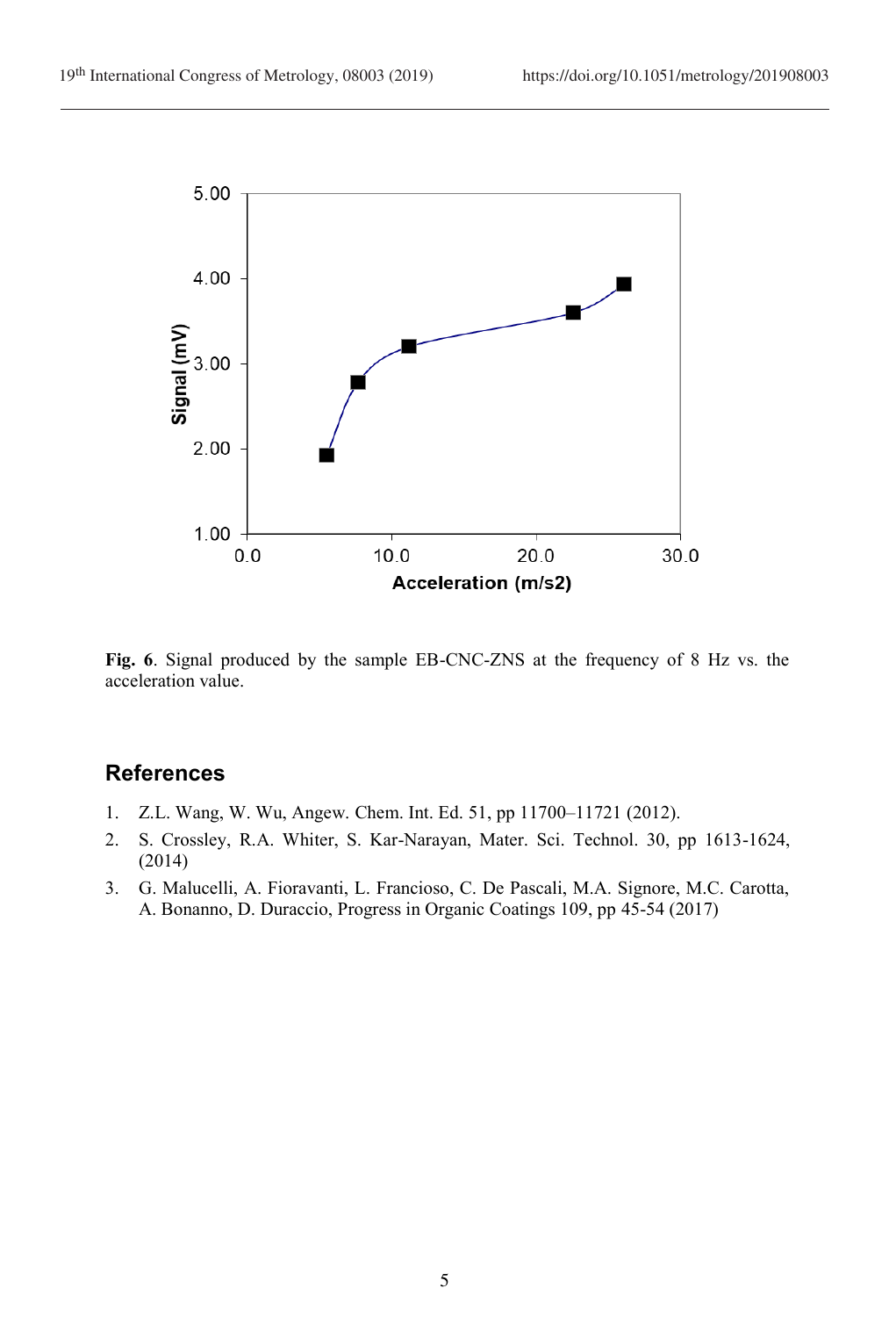5.00

4.00

3.00

2.00

1.00

Signal (mV)

0.0

10.0

20.0

30.0

Acceleration (m/s2)

**Fig. 6**. Signal produced by the sample EB-CNC-ZNS at the frequency of 8 Hz vs. the acceleration value.

## References

1. Z.L. Wang, W. Wu, Angew. Chem. Int. Ed. 51, pp 11700–11721 (2012).
2. S. Crossley, R.A. Whiter, S. Kar-Narayan, Mater. Sci. Technol. 30, pp 1613-1624, (2014)
3. G. Malucelli, A. Fioravanti, L. Francioso, C. De Pascali, M.A. Signore, M.C. Carotta, A. Bonanno, D. Duraccio, Progress in Organic Coatings 109, pp 45-54 (2017)